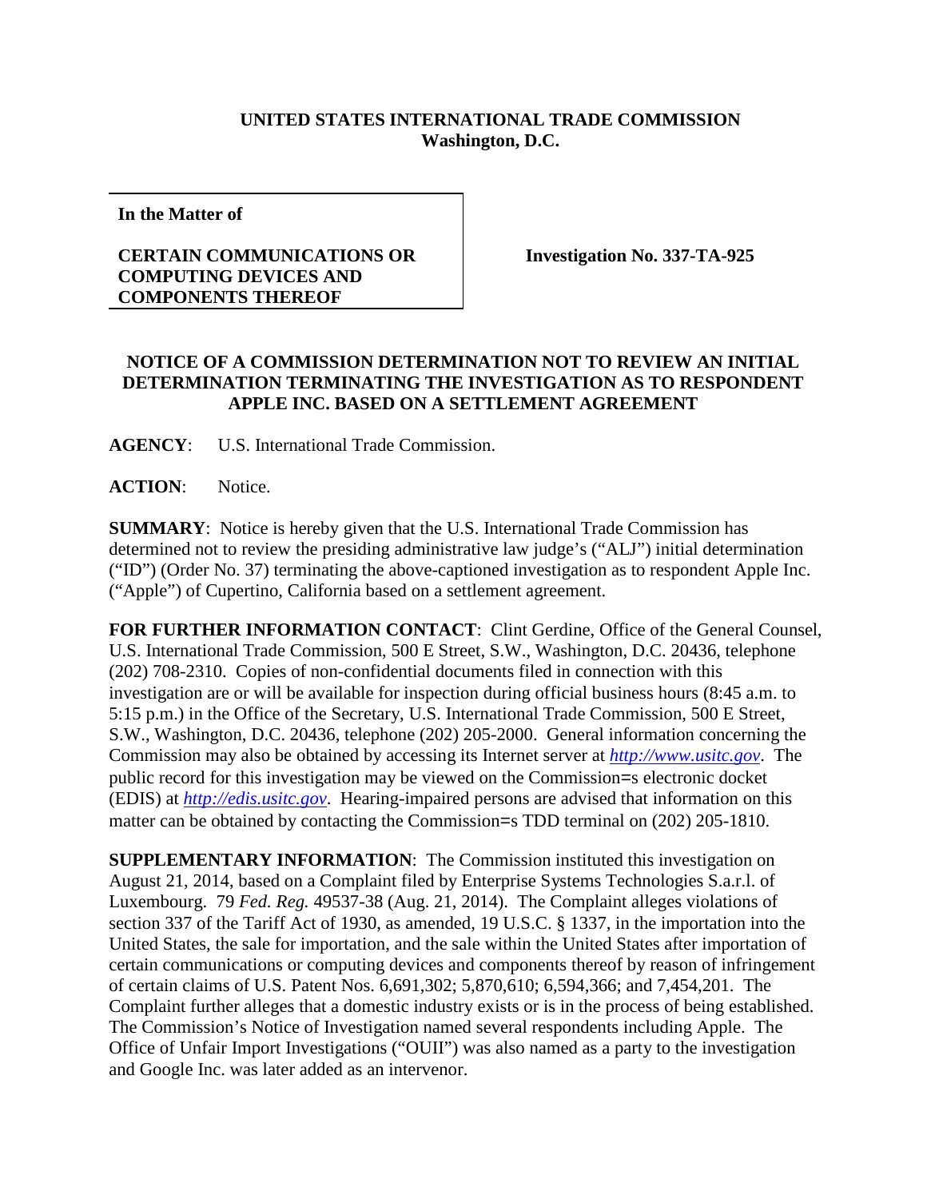**UNITED STATES INTERNATIONAL TRADE COMMISSION**
**Washington, D.C.**

| **In the Matter of**<br><br>**CERTAIN COMMUNICATIONS OR COMPUTING DEVICES AND COMPONENTS THEREOF** | **Investigation No. 337-TA-925** |
| --- | --- |

**NOTICE OF A COMMISSION DETERMINATION NOT TO REVIEW AN INITIAL DETERMINATION TERMINATING THE INVESTIGATION AS TO RESPONDENT APPLE INC. BASED ON A SETTLEMENT AGREEMENT**

**AGENCY**: U.S. International Trade Commission.

**ACTION**: Notice.

**SUMMARY**: Notice is hereby given that the U.S. International Trade Commission has determined not to review the presiding administrative law judge's ("ALJ") initial determination ("ID") (Order No. 37) terminating the above-captioned investigation as to respondent Apple Inc. ("Apple") of Cupertino, California based on a settlement agreement.

**FOR FURTHER INFORMATION CONTACT**: Clint Gerdine, Office of the General Counsel, U.S. International Trade Commission, 500 E Street, S.W., Washington, D.C. 20436, telephone (202) 708-2310. Copies of non-confidential documents filed in connection with this investigation are or will be available for inspection during official business hours (8:45 a.m. to 5:15 p.m.) in the Office of the Secretary, U.S. International Trade Commission, 500 E Street, S.W., Washington, D.C. 20436, telephone (202) 205-2000. General information concerning the Commission may also be obtained by accessing its Internet server at *http://www.usitc.gov*. The public record for this investigation may be viewed on the Commission=s electronic docket (EDIS) at *http://edis.usitc.gov*. Hearing-impaired persons are advised that information on this matter can be obtained by contacting the Commission=s TDD terminal on (202) 205-1810.

**SUPPLEMENTARY INFORMATION**: The Commission instituted this investigation on August 21, 2014, based on a Complaint filed by Enterprise Systems Technologies S.a.r.l. of Luxembourg. 79 *Fed. Reg.* 49537-38 (Aug. 21, 2014). The Complaint alleges violations of section 337 of the Tariff Act of 1930, as amended, 19 U.S.C. § 1337, in the importation into the United States, the sale for importation, and the sale within the United States after importation of certain communications or computing devices and components thereof by reason of infringement of certain claims of U.S. Patent Nos. 6,691,302; 5,870,610; 6,594,366; and 7,454,201. The Complaint further alleges that a domestic industry exists or is in the process of being established. The Commission's Notice of Investigation named several respondents including Apple. The Office of Unfair Import Investigations ("OUII") was also named as a party to the investigation and Google Inc. was later added as an intervenor.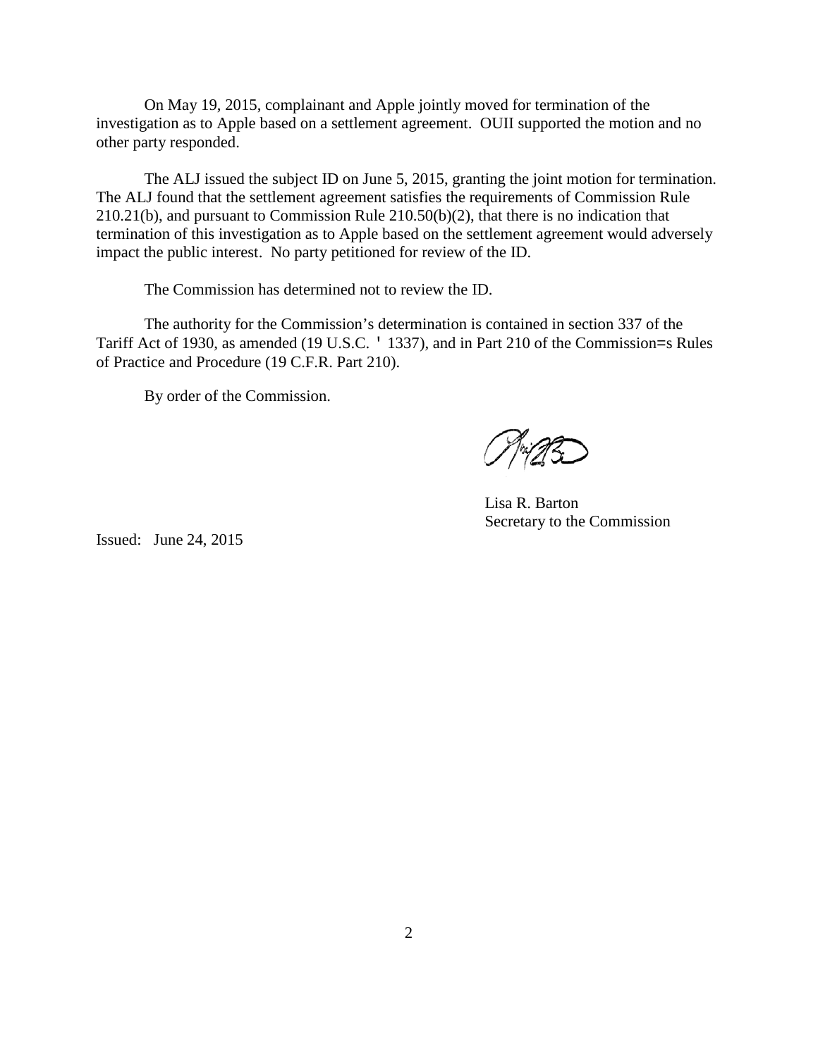On May 19, 2015, complainant and Apple jointly moved for termination of the investigation as to Apple based on a settlement agreement. OUII supported the motion and no other party responded.

The ALJ issued the subject ID on June 5, 2015, granting the joint motion for termination. The ALJ found that the settlement agreement satisfies the requirements of Commission Rule 210.21(b), and pursuant to Commission Rule 210.50(b)(2), that there is no indication that termination of this investigation as to Apple based on the settlement agreement would adversely impact the public interest. No party petitioned for review of the ID.

The Commission has determined not to review the ID.

The authority for the Commission's determination is contained in section 337 of the Tariff Act of 1930, as amended (19 U.S.C. ' 1337), and in Part 210 of the Commission=s Rules of Practice and Procedure (19 C.F.R. Part 210).

By order of the Commission.

Lisa R. Barton
Secretary to the Commission

Issued: June 24, 2015